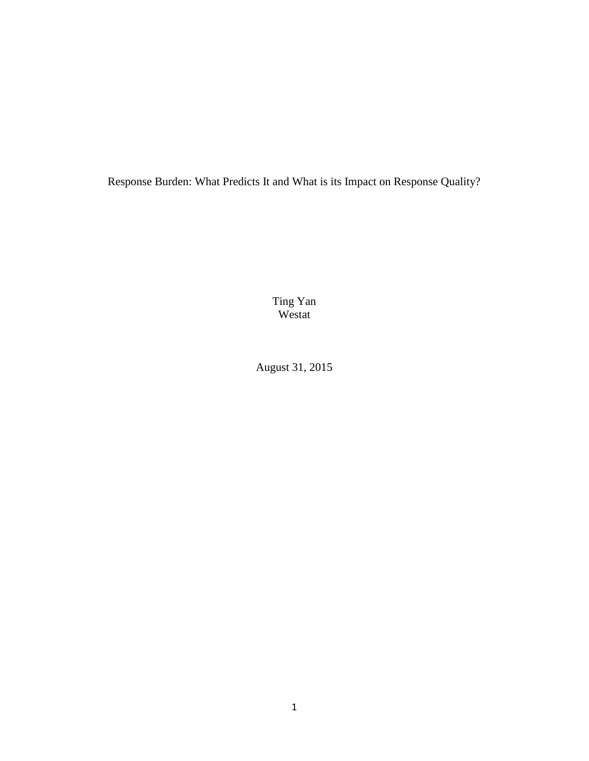# Response Burden: What Predicts It and What is its Impact on Response Quality?

Ting Yan
Westat

August 31, 2015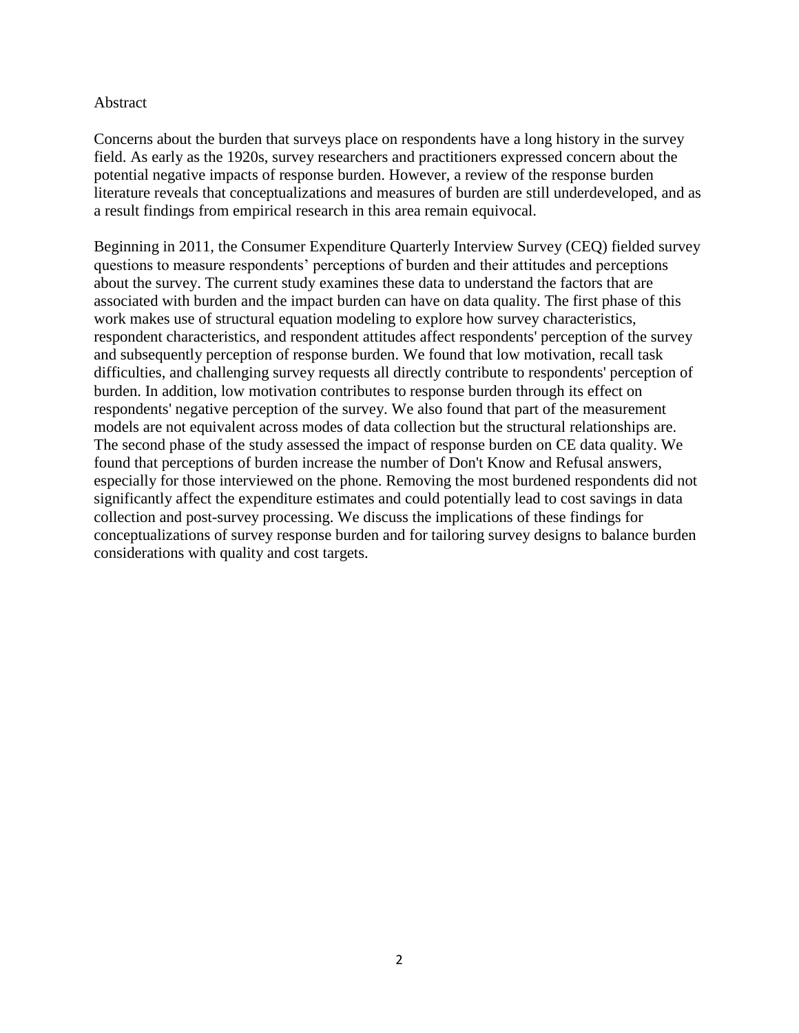## Abstract

Concerns about the burden that surveys place on respondents have a long history in the survey field. As early as the 1920s, survey researchers and practitioners expressed concern about the potential negative impacts of response burden. However, a review of the response burden literature reveals that conceptualizations and measures of burden are still underdeveloped, and as a result findings from empirical research in this area remain equivocal.

Beginning in 2011, the Consumer Expenditure Quarterly Interview Survey (CEQ) fielded survey questions to measure respondents' perceptions of burden and their attitudes and perceptions about the survey. The current study examines these data to understand the factors that are associated with burden and the impact burden can have on data quality. The first phase of this work makes use of structural equation modeling to explore how survey characteristics, respondent characteristics, and respondent attitudes affect respondents' perception of the survey and subsequently perception of response burden. We found that low motivation, recall task difficulties, and challenging survey requests all directly contribute to respondents' perception of burden. In addition, low motivation contributes to response burden through its effect on respondents' negative perception of the survey. We also found that part of the measurement models are not equivalent across modes of data collection but the structural relationships are. The second phase of the study assessed the impact of response burden on CE data quality. We found that perceptions of burden increase the number of Don't Know and Refusal answers, especially for those interviewed on the phone. Removing the most burdened respondents did not significantly affect the expenditure estimates and could potentially lead to cost savings in data collection and post-survey processing. We discuss the implications of these findings for conceptualizations of survey response burden and for tailoring survey designs to balance burden considerations with quality and cost targets.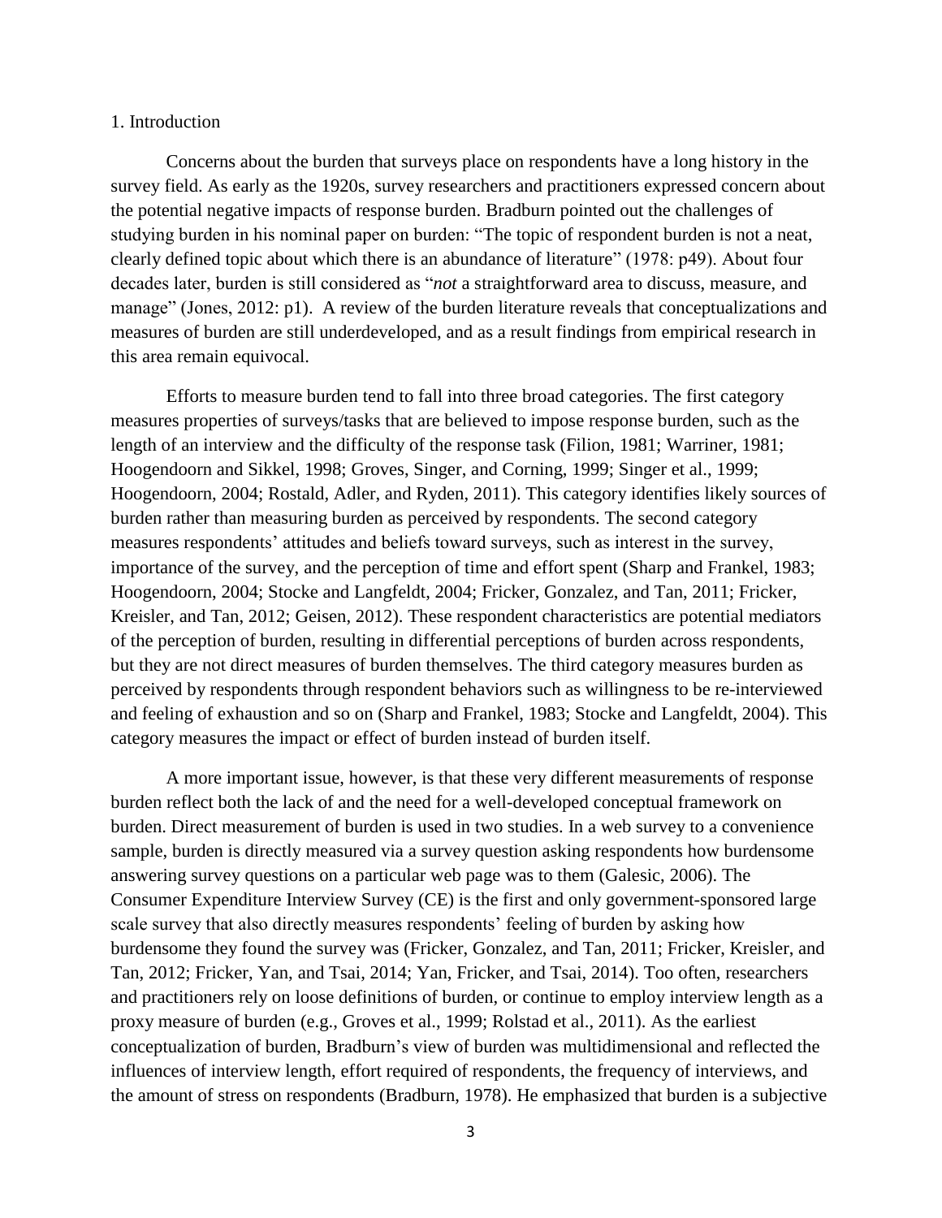## 1. Introduction

Concerns about the burden that surveys place on respondents have a long history in the survey field. As early as the 1920s, survey researchers and practitioners expressed concern about the potential negative impacts of response burden. Bradburn pointed out the challenges of studying burden in his nominal paper on burden: "The topic of respondent burden is not a neat, clearly defined topic about which there is an abundance of literature" (1978: p49). About four decades later, burden is still considered as "*not* a straightforward area to discuss, measure, and manage" (Jones, 2012: p1). A review of the burden literature reveals that conceptualizations and measures of burden are still underdeveloped, and as a result findings from empirical research in this area remain equivocal.

Efforts to measure burden tend to fall into three broad categories. The first category measures properties of surveys/tasks that are believed to impose response burden, such as the length of an interview and the difficulty of the response task (Filion, 1981; Warriner, 1981; Hoogendoorn and Sikkel, 1998; Groves, Singer, and Corning, 1999; Singer et al., 1999; Hoogendoorn, 2004; Rostald, Adler, and Ryden, 2011). This category identifies likely sources of burden rather than measuring burden as perceived by respondents. The second category measures respondents' attitudes and beliefs toward surveys, such as interest in the survey, importance of the survey, and the perception of time and effort spent (Sharp and Frankel, 1983; Hoogendoorn, 2004; Stocke and Langfeldt, 2004; Fricker, Gonzalez, and Tan, 2011; Fricker, Kreisler, and Tan, 2012; Geisen, 2012). These respondent characteristics are potential mediators of the perception of burden, resulting in differential perceptions of burden across respondents, but they are not direct measures of burden themselves. The third category measures burden as perceived by respondents through respondent behaviors such as willingness to be re-interviewed and feeling of exhaustion and so on (Sharp and Frankel, 1983; Stocke and Langfeldt, 2004). This category measures the impact or effect of burden instead of burden itself.

A more important issue, however, is that these very different measurements of response burden reflect both the lack of and the need for a well-developed conceptual framework on burden. Direct measurement of burden is used in two studies. In a web survey to a convenience sample, burden is directly measured via a survey question asking respondents how burdensome answering survey questions on a particular web page was to them (Galesic, 2006). The Consumer Expenditure Interview Survey (CE) is the first and only government-sponsored large scale survey that also directly measures respondents' feeling of burden by asking how burdensome they found the survey was (Fricker, Gonzalez, and Tan, 2011; Fricker, Kreisler, and Tan, 2012; Fricker, Yan, and Tsai, 2014; Yan, Fricker, and Tsai, 2014). Too often, researchers and practitioners rely on loose definitions of burden, or continue to employ interview length as a proxy measure of burden (e.g., Groves et al., 1999; Rolstad et al., 2011). As the earliest conceptualization of burden, Bradburn's view of burden was multidimensional and reflected the influences of interview length, effort required of respondents, the frequency of interviews, and the amount of stress on respondents (Bradburn, 1978). He emphasized that burden is a subjective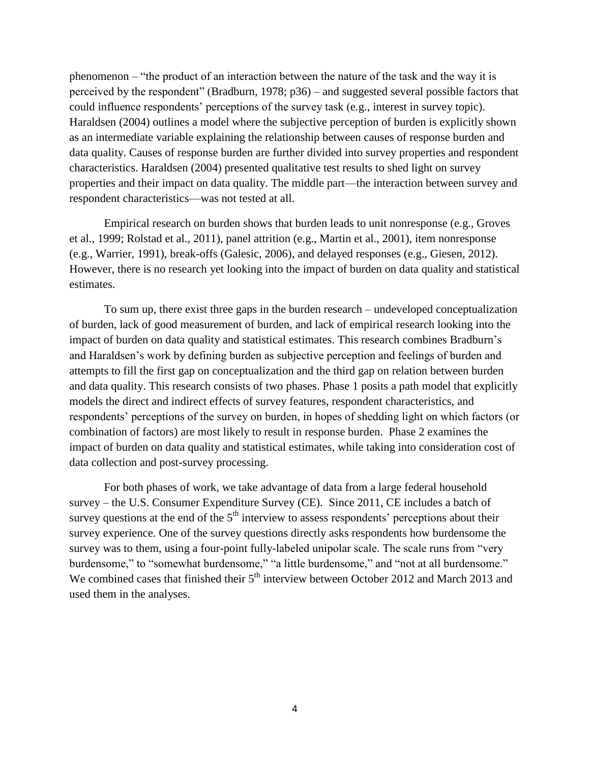phenomenon – "the product of an interaction between the nature of the task and the way it is perceived by the respondent" (Bradburn, 1978; p36) – and suggested several possible factors that could influence respondents' perceptions of the survey task (e.g., interest in survey topic). Haraldsen (2004) outlines a model where the subjective perception of burden is explicitly shown as an intermediate variable explaining the relationship between causes of response burden and data quality. Causes of response burden are further divided into survey properties and respondent characteristics. Haraldsen (2004) presented qualitative test results to shed light on survey properties and their impact on data quality. The middle part—the interaction between survey and respondent characteristics—was not tested at all.

Empirical research on burden shows that burden leads to unit nonresponse (e.g., Groves et al., 1999; Rolstad et al., 2011), panel attrition (e.g., Martin et al., 2001), item nonresponse (e.g., Warrier, 1991), break-offs (Galesic, 2006), and delayed responses (e.g., Giesen, 2012). However, there is no research yet looking into the impact of burden on data quality and statistical estimates.

To sum up, there exist three gaps in the burden research – undeveloped conceptualization of burden, lack of good measurement of burden, and lack of empirical research looking into the impact of burden on data quality and statistical estimates. This research combines Bradburn's and Haraldsen's work by defining burden as subjective perception and feelings of burden and attempts to fill the first gap on conceptualization and the third gap on relation between burden and data quality. This research consists of two phases. Phase 1 posits a path model that explicitly models the direct and indirect effects of survey features, respondent characteristics, and respondents' perceptions of the survey on burden, in hopes of shedding light on which factors (or combination of factors) are most likely to result in response burden. Phase 2 examines the impact of burden on data quality and statistical estimates, while taking into consideration cost of data collection and post-survey processing.

For both phases of work, we take advantage of data from a large federal household survey – the U.S. Consumer Expenditure Survey (CE). Since 2011, CE includes a batch of survey questions at the end of the 5th interview to assess respondents' perceptions about their survey experience. One of the survey questions directly asks respondents how burdensome the survey was to them, using a four-point fully-labeled unipolar scale. The scale runs from "very burdensome," to "somewhat burdensome," "a little burdensome," and "not at all burdensome." We combined cases that finished their 5th interview between October 2012 and March 2013 and used them in the analyses.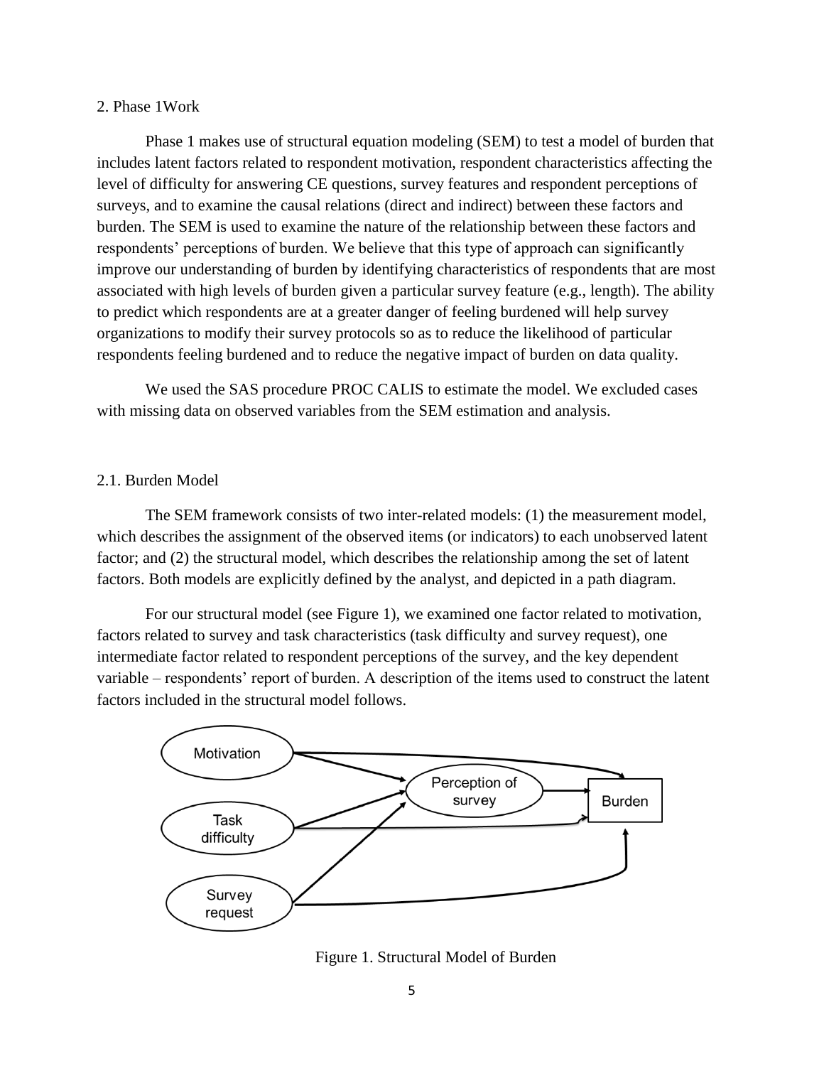## 2. Phase 1Work

Phase 1 makes use of structural equation modeling (SEM) to test a model of burden that includes latent factors related to respondent motivation, respondent characteristics affecting the level of difficulty for answering CE questions, survey features and respondent perceptions of surveys, and to examine the causal relations (direct and indirect) between these factors and burden. The SEM is used to examine the nature of the relationship between these factors and respondents' perceptions of burden. We believe that this type of approach can significantly improve our understanding of burden by identifying characteristics of respondents that are most associated with high levels of burden given a particular survey feature (e.g., length). The ability to predict which respondents are at a greater danger of feeling burdened will help survey organizations to modify their survey protocols so as to reduce the likelihood of particular respondents feeling burdened and to reduce the negative impact of burden on data quality.

We used the SAS procedure PROC CALIS to estimate the model. We excluded cases with missing data on observed variables from the SEM estimation and analysis.

### 2.1. Burden Model

The SEM framework consists of two inter-related models: (1) the measurement model, which describes the assignment of the observed items (or indicators) to each unobserved latent factor; and (2) the structural model, which describes the relationship among the set of latent factors. Both models are explicitly defined by the analyst, and depicted in a path diagram.

For our structural model (see Figure 1), we examined one factor related to motivation, factors related to survey and task characteristics (task difficulty and survey request), one intermediate factor related to respondent perceptions of the survey, and the key dependent variable – respondents' report of burden. A description of the items used to construct the latent factors included in the structural model follows.

Figure 1. Structural Model of Burden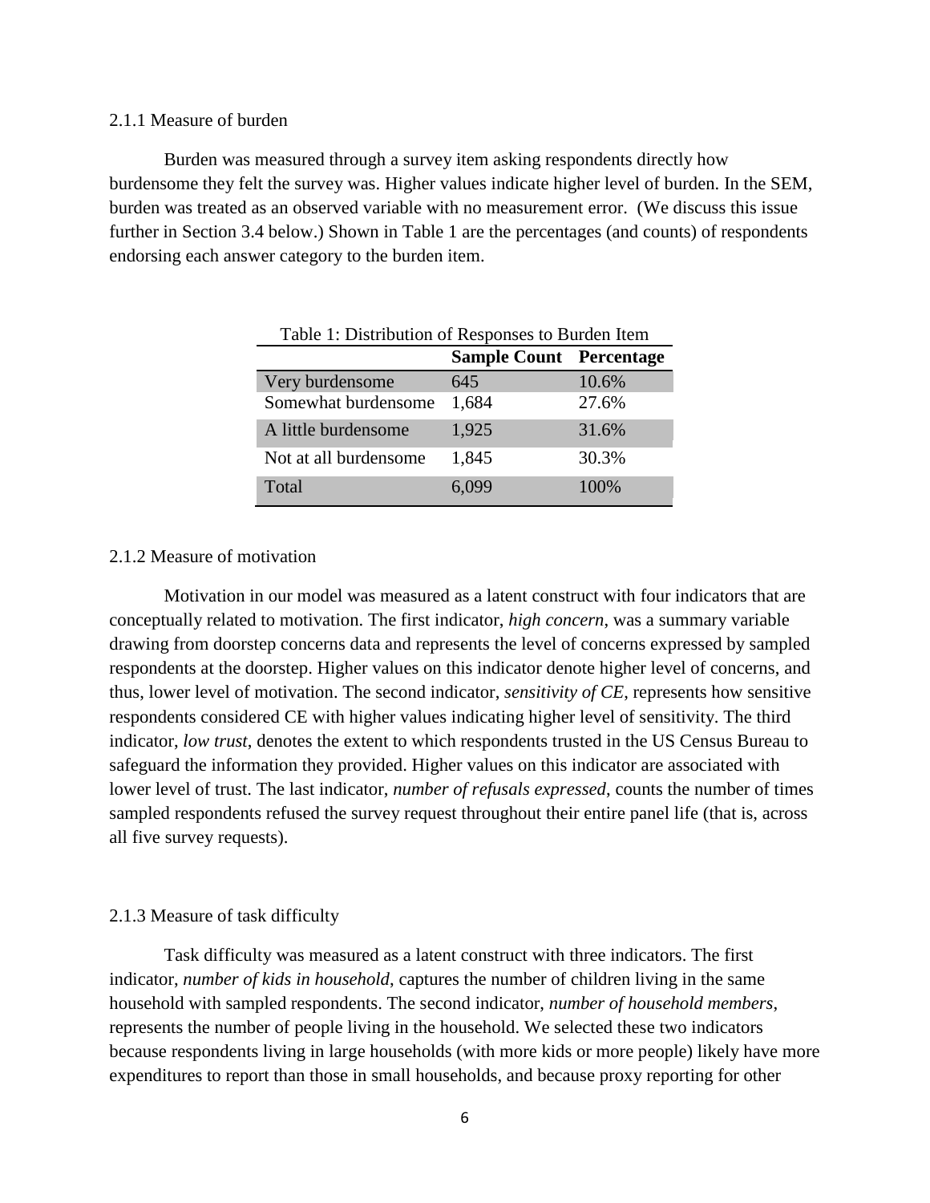### 2.1.1 Measure of burden

Burden was measured through a survey item asking respondents directly how burdensome they felt the survey was. Higher values indicate higher level of burden. In the SEM, burden was treated as an observed variable with no measurement error. (We discuss this issue further in Section 3.4 below.) Shown in Table 1 are the percentages (and counts) of respondents endorsing each answer category to the burden item.

Table 1: Distribution of Responses to Burden Item

| | **Sample Count** | **Percentage** |
|---|---|---|
| Very burdensome | 645 | 10.6% |
| Somewhat burdensome | 1,684 | 27.6% |
| A little burdensome | 1,925 | 31.6% |
| Not at all burdensome | 1,845 | 30.3% |
| Total | 6,099 | 100% |

### 2.1.2 Measure of motivation

Motivation in our model was measured as a latent construct with four indicators that are conceptually related to motivation. The first indicator, *high concern*, was a summary variable drawing from doorstep concerns data and represents the level of concerns expressed by sampled respondents at the doorstep. Higher values on this indicator denote higher level of concerns, and thus, lower level of motivation. The second indicator, *sensitivity of CE*, represents how sensitive respondents considered CE with higher values indicating higher level of sensitivity. The third indicator, *low trust*, denotes the extent to which respondents trusted in the US Census Bureau to safeguard the information they provided. Higher values on this indicator are associated with lower level of trust. The last indicator, *number of refusals expressed*, counts the number of times sampled respondents refused the survey request throughout their entire panel life (that is, across all five survey requests).

### 2.1.3 Measure of task difficulty

Task difficulty was measured as a latent construct with three indicators. The first indicator, *number of kids in household*, captures the number of children living in the same household with sampled respondents. The second indicator, *number of household members*, represents the number of people living in the household. We selected these two indicators because respondents living in large households (with more kids or more people) likely have more expenditures to report than those in small households, and because proxy reporting for other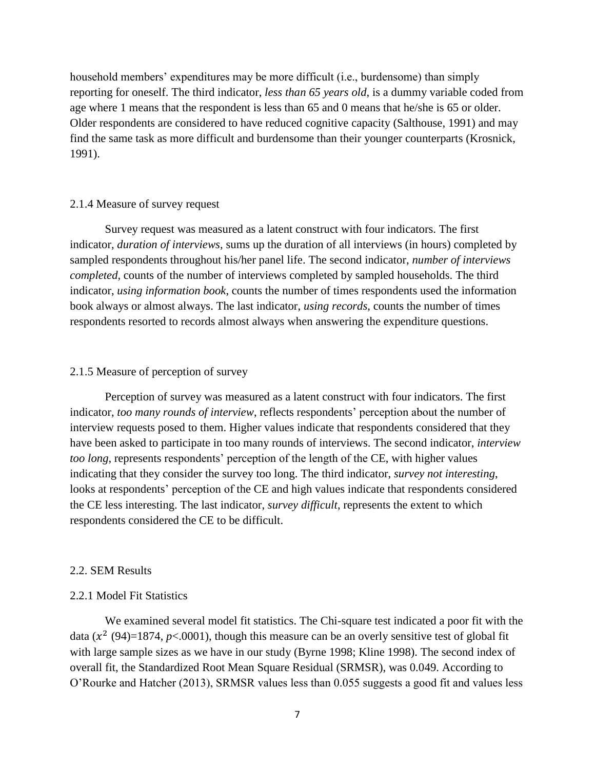household members' expenditures may be more difficult (i.e., burdensome) than simply reporting for oneself. The third indicator, *less than 65 years old*, is a dummy variable coded from age where 1 means that the respondent is less than 65 and 0 means that he/she is 65 or older. Older respondents are considered to have reduced cognitive capacity (Salthouse, 1991) and may find the same task as more difficult and burdensome than their younger counterparts (Krosnick, 1991).

### 2.1.4 Measure of survey request

Survey request was measured as a latent construct with four indicators. The first indicator, *duration of interviews*, sums up the duration of all interviews (in hours) completed by sampled respondents throughout his/her panel life. The second indicator, *number of interviews completed*, counts of the number of interviews completed by sampled households. The third indicator, *using information book*, counts the number of times respondents used the information book always or almost always. The last indicator, *using records*, counts the number of times respondents resorted to records almost always when answering the expenditure questions.

### 2.1.5 Measure of perception of survey

Perception of survey was measured as a latent construct with four indicators. The first indicator, *too many rounds of interview*, reflects respondents' perception about the number of interview requests posed to them. Higher values indicate that respondents considered that they have been asked to participate in too many rounds of interviews. The second indicator, *interview too long*, represents respondents' perception of the length of the CE, with higher values indicating that they consider the survey too long. The third indicator, *survey not interesting*, looks at respondents' perception of the CE and high values indicate that respondents considered the CE less interesting. The last indicator, *survey difficult*, represents the extent to which respondents considered the CE to be difficult.

## 2.2. SEM Results

### 2.2.1 Model Fit Statistics

We examined several model fit statistics. The Chi-square test indicated a poor fit with the data ($x^2$ (94)=1874, $p$<.0001), though this measure can be an overly sensitive test of global fit with large sample sizes as we have in our study (Byrne 1998; Kline 1998). The second index of overall fit, the Standardized Root Mean Square Residual (SRMSR), was 0.049. According to O'Rourke and Hatcher (2013), SRMSR values less than 0.055 suggests a good fit and values less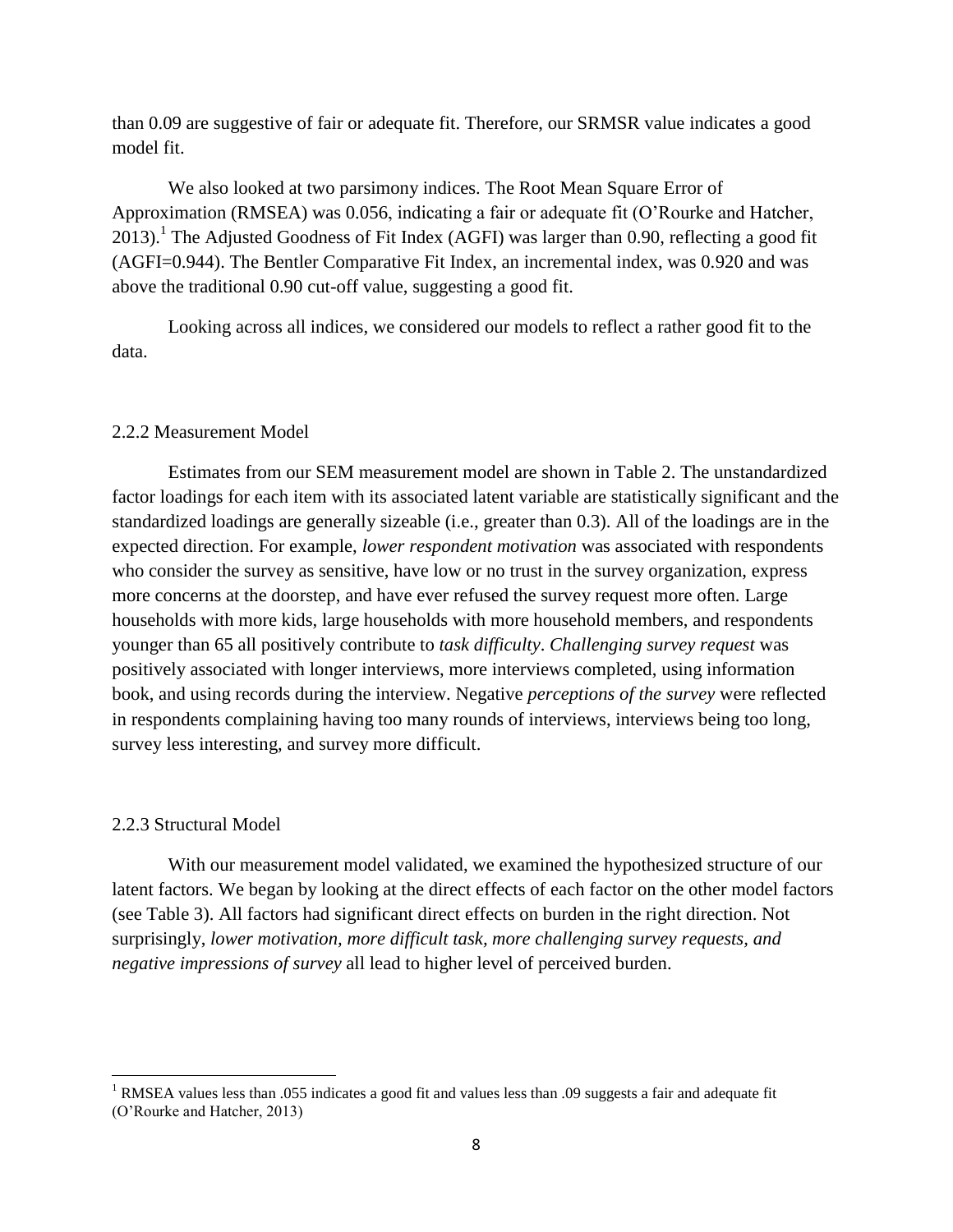than 0.09 are suggestive of fair or adequate fit. Therefore, our SRMSR value indicates a good model fit.

We also looked at two parsimony indices. The Root Mean Square Error of Approximation (RMSEA) was 0.056, indicating a fair or adequate fit (O'Rourke and Hatcher, 2013).[1] The Adjusted Goodness of Fit Index (AGFI) was larger than 0.90, reflecting a good fit (AGFI=0.944). The Bentler Comparative Fit Index, an incremental index, was 0.920 and was above the traditional 0.90 cut-off value, suggesting a good fit.

Looking across all indices, we considered our models to reflect a rather good fit to the data.

### 2.2.2 Measurement Model

Estimates from our SEM measurement model are shown in Table 2. The unstandardized factor loadings for each item with its associated latent variable are statistically significant and the standardized loadings are generally sizeable (i.e., greater than 0.3). All of the loadings are in the expected direction. For example, *lower respondent motivation* was associated with respondents who consider the survey as sensitive, have low or no trust in the survey organization, express more concerns at the doorstep, and have ever refused the survey request more often. Large households with more kids, large households with more household members, and respondents younger than 65 all positively contribute to *task difficulty*. *Challenging survey request* was positively associated with longer interviews, more interviews completed, using information book, and using records during the interview. Negative *perceptions of the survey* were reflected in respondents complaining having too many rounds of interviews, interviews being too long, survey less interesting, and survey more difficult.

### 2.2.3 Structural Model

With our measurement model validated, we examined the hypothesized structure of our latent factors. We began by looking at the direct effects of each factor on the other model factors (see Table 3). All factors had significant direct effects on burden in the right direction. Not surprisingly, *lower motivation, more difficult task, more challenging survey requests, and negative impressions of survey* all lead to higher level of perceived burden.

[1] RMSEA values less than .055 indicates a good fit and values less than .09 suggests a fair and adequate fit (O'Rourke and Hatcher, 2013)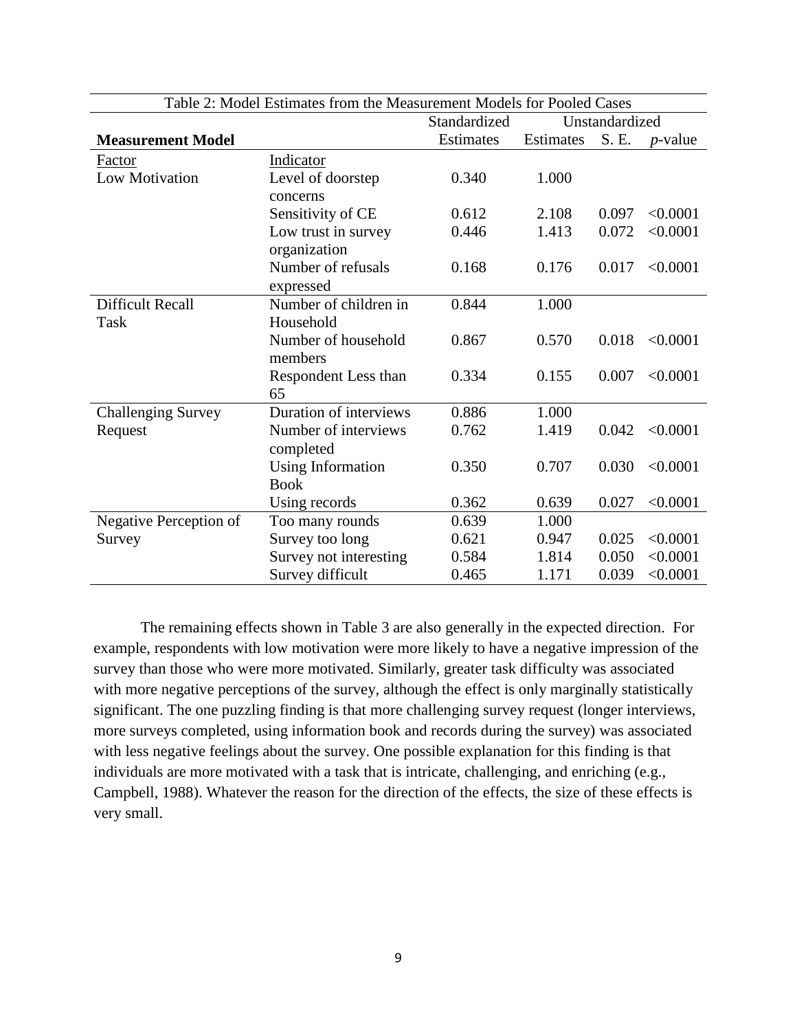Table 2: Model Estimates from the Measurement Models for Pooled Cases

| **Measurement Model** | | Standardized Estimates | Unstandardized Estimates | S. E. | *p*-value |
|---|---|---|---|---|---|
| Factor | Indicator | | | | |
| Low Motivation | Level of doorstep concerns | 0.340 | 1.000 | | |
| | Sensitivity of CE | 0.612 | 2.108 | 0.097 | <0.0001 |
| | Low trust in survey organization | 0.446 | 1.413 | 0.072 | <0.0001 |
| | Number of refusals expressed | 0.168 | 0.176 | 0.017 | <0.0001 |
| Difficult Recall Task | Number of children in Household | 0.844 | 1.000 | | |
| | Number of household members | 0.867 | 0.570 | 0.018 | <0.0001 |
| | Respondent Less than 65 | 0.334 | 0.155 | 0.007 | <0.0001 |
| Challenging Survey Request | Duration of interviews | 0.886 | 1.000 | | |
| | Number of interviews completed | 0.762 | 1.419 | 0.042 | <0.0001 |
| | Using Information Book | 0.350 | 0.707 | 0.030 | <0.0001 |
| | Using records | 0.362 | 0.639 | 0.027 | <0.0001 |
| Negative Perception of Survey | Too many rounds | 0.639 | 1.000 | | |
| | Survey too long | 0.621 | 0.947 | 0.025 | <0.0001 |
| | Survey not interesting | 0.584 | 1.814 | 0.050 | <0.0001 |
| | Survey difficult | 0.465 | 1.171 | 0.039 | <0.0001 |

The remaining effects shown in Table 3 are also generally in the expected direction. For example, respondents with low motivation were more likely to have a negative impression of the survey than those who were more motivated. Similarly, greater task difficulty was associated with more negative perceptions of the survey, although the effect is only marginally statistically significant. The one puzzling finding is that more challenging survey request (longer interviews, more surveys completed, using information book and records during the survey) was associated with less negative feelings about the survey. One possible explanation for this finding is that individuals are more motivated with a task that is intricate, challenging, and enriching (e.g., Campbell, 1988). Whatever the reason for the direction of the effects, the size of these effects is very small.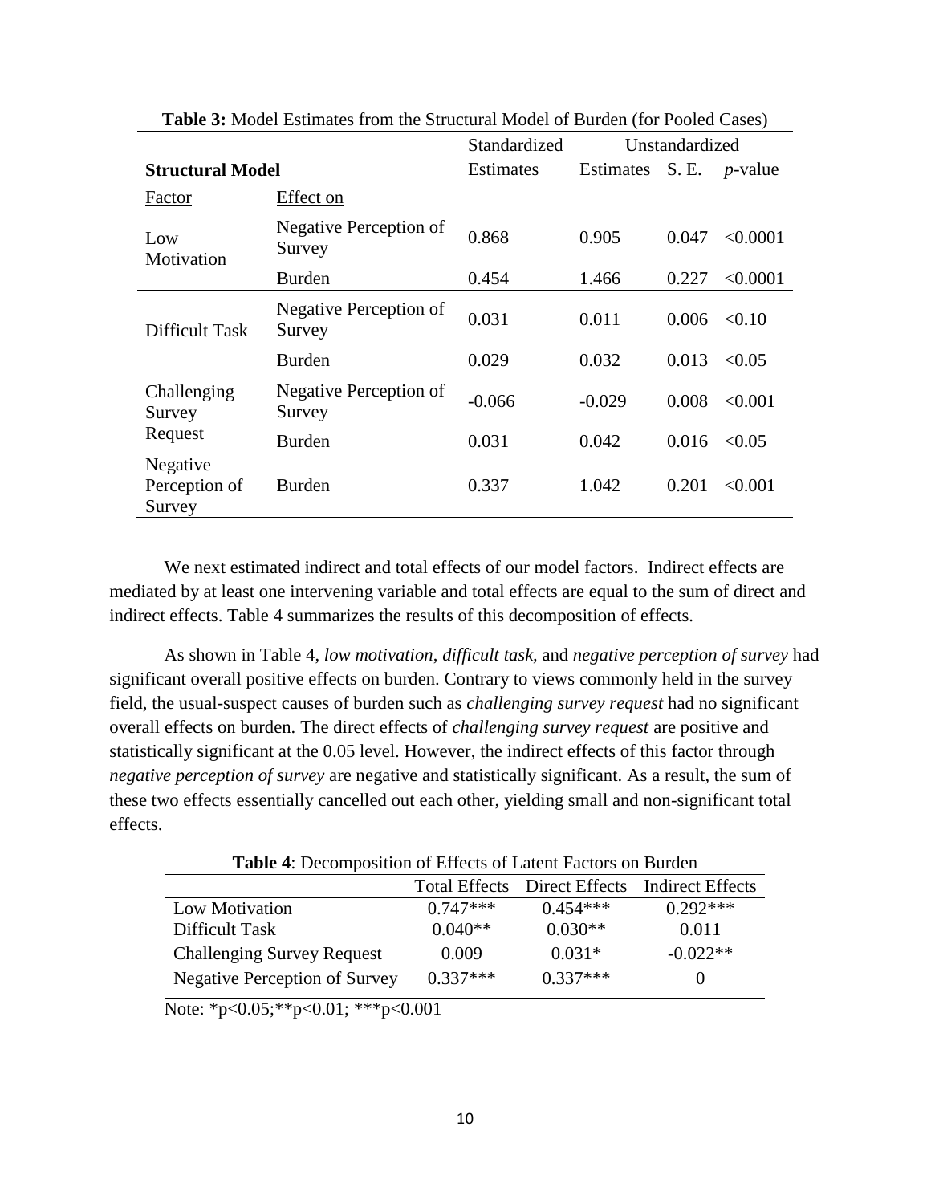**Table 3:** Model Estimates from the Structural Model of Burden (for Pooled Cases)

| **Structural Model** | | Standardized Estimates | Unstandardized Estimates | S. E. | *p*-value |
|---|---|---|---|---|---|
| Factor | Effect on | | | | |
| Low Motivation | Negative Perception of Survey | 0.868 | 0.905 | 0.047 | <0.0001 |
| | Burden | 0.454 | 1.466 | 0.227 | <0.0001 |
| Difficult Task | Negative Perception of Survey | 0.031 | 0.011 | 0.006 | <0.10 |
| | Burden | 0.029 | 0.032 | 0.013 | <0.05 |
| Challenging Survey Request | Negative Perception of Survey | -0.066 | -0.029 | 0.008 | <0.001 |
| | Burden | 0.031 | 0.042 | 0.016 | <0.05 |
| Negative Perception of Survey | Burden | 0.337 | 1.042 | 0.201 | <0.001 |

We next estimated indirect and total effects of our model factors. Indirect effects are mediated by at least one intervening variable and total effects are equal to the sum of direct and indirect effects. Table 4 summarizes the results of this decomposition of effects.

As shown in Table 4, *low motivation*, *difficult task,* and *negative perception of survey* had significant overall positive effects on burden. Contrary to views commonly held in the survey field, the usual-suspect causes of burden such as *challenging survey request* had no significant overall effects on burden. The direct effects of *challenging survey request* are positive and statistically significant at the 0.05 level. However, the indirect effects of this factor through *negative perception of survey* are negative and statistically significant. As a result, the sum of these two effects essentially cancelled out each other, yielding small and non-significant total effects.

**Table 4**: Decomposition of Effects of Latent Factors on Burden

| | Total Effects | Direct Effects | Indirect Effects |
|---|---|---|---|
| Low Motivation | 0.747*** | 0.454*** | 0.292*** |
| Difficult Task | 0.040** | 0.030** | 0.011 |
| Challenging Survey Request | 0.009 | 0.031* | -0.022** |
| Negative Perception of Survey | 0.337*** | 0.337*** | 0 |

Note: *p<0.05;**p<0.01; ***p<0.001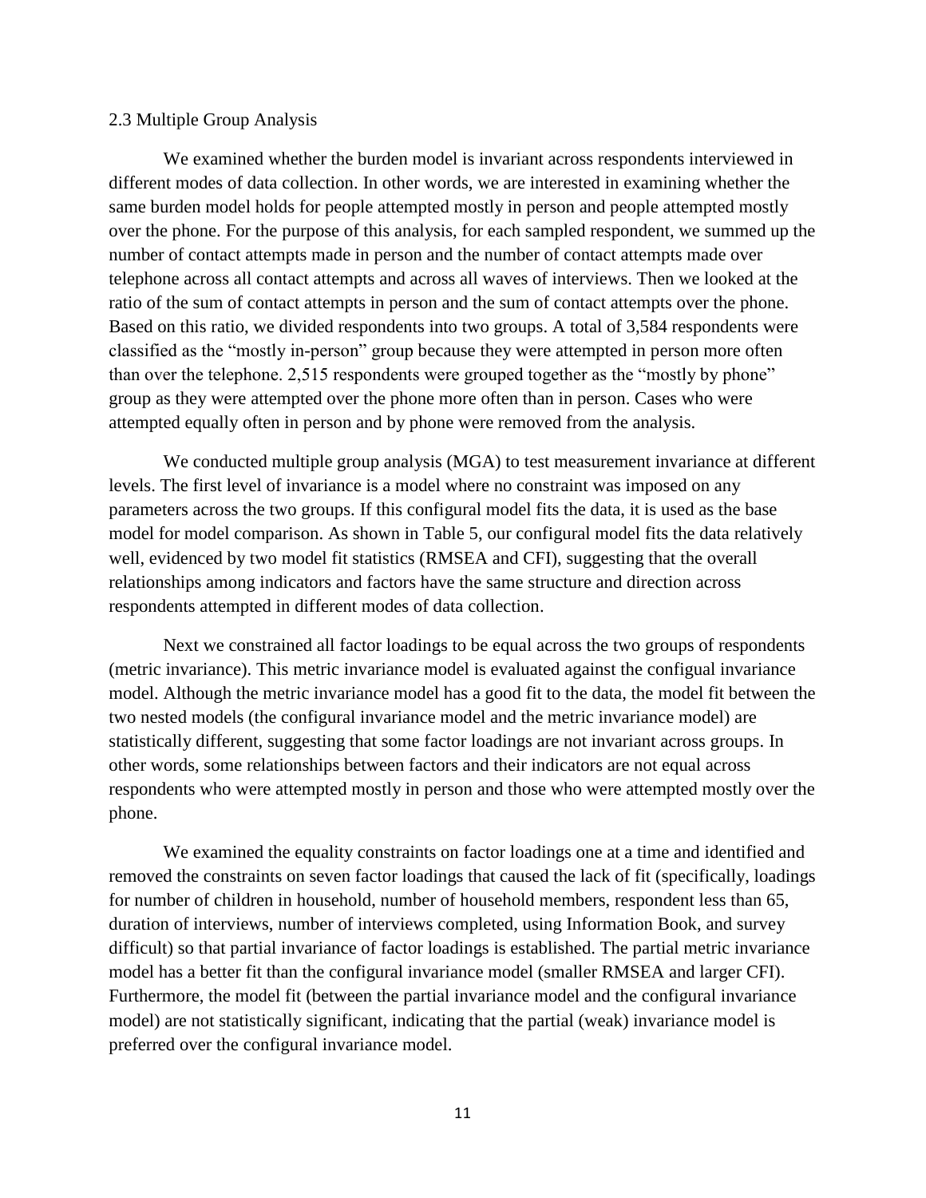### 2.3 Multiple Group Analysis

We examined whether the burden model is invariant across respondents interviewed in different modes of data collection. In other words, we are interested in examining whether the same burden model holds for people attempted mostly in person and people attempted mostly over the phone. For the purpose of this analysis, for each sampled respondent, we summed up the number of contact attempts made in person and the number of contact attempts made over telephone across all contact attempts and across all waves of interviews. Then we looked at the ratio of the sum of contact attempts in person and the sum of contact attempts over the phone. Based on this ratio, we divided respondents into two groups. A total of 3,584 respondents were classified as the "mostly in-person" group because they were attempted in person more often than over the telephone. 2,515 respondents were grouped together as the "mostly by phone" group as they were attempted over the phone more often than in person. Cases who were attempted equally often in person and by phone were removed from the analysis.

We conducted multiple group analysis (MGA) to test measurement invariance at different levels. The first level of invariance is a model where no constraint was imposed on any parameters across the two groups. If this configural model fits the data, it is used as the base model for model comparison. As shown in Table 5, our configural model fits the data relatively well, evidenced by two model fit statistics (RMSEA and CFI), suggesting that the overall relationships among indicators and factors have the same structure and direction across respondents attempted in different modes of data collection.

Next we constrained all factor loadings to be equal across the two groups of respondents (metric invariance). This metric invariance model is evaluated against the configual invariance model. Although the metric invariance model has a good fit to the data, the model fit between the two nested models (the configural invariance model and the metric invariance model) are statistically different, suggesting that some factor loadings are not invariant across groups. In other words, some relationships between factors and their indicators are not equal across respondents who were attempted mostly in person and those who were attempted mostly over the phone.

We examined the equality constraints on factor loadings one at a time and identified and removed the constraints on seven factor loadings that caused the lack of fit (specifically, loadings for number of children in household, number of household members, respondent less than 65, duration of interviews, number of interviews completed, using Information Book, and survey difficult) so that partial invariance of factor loadings is established. The partial metric invariance model has a better fit than the configural invariance model (smaller RMSEA and larger CFI). Furthermore, the model fit (between the partial invariance model and the configural invariance model) are not statistically significant, indicating that the partial (weak) invariance model is preferred over the configural invariance model.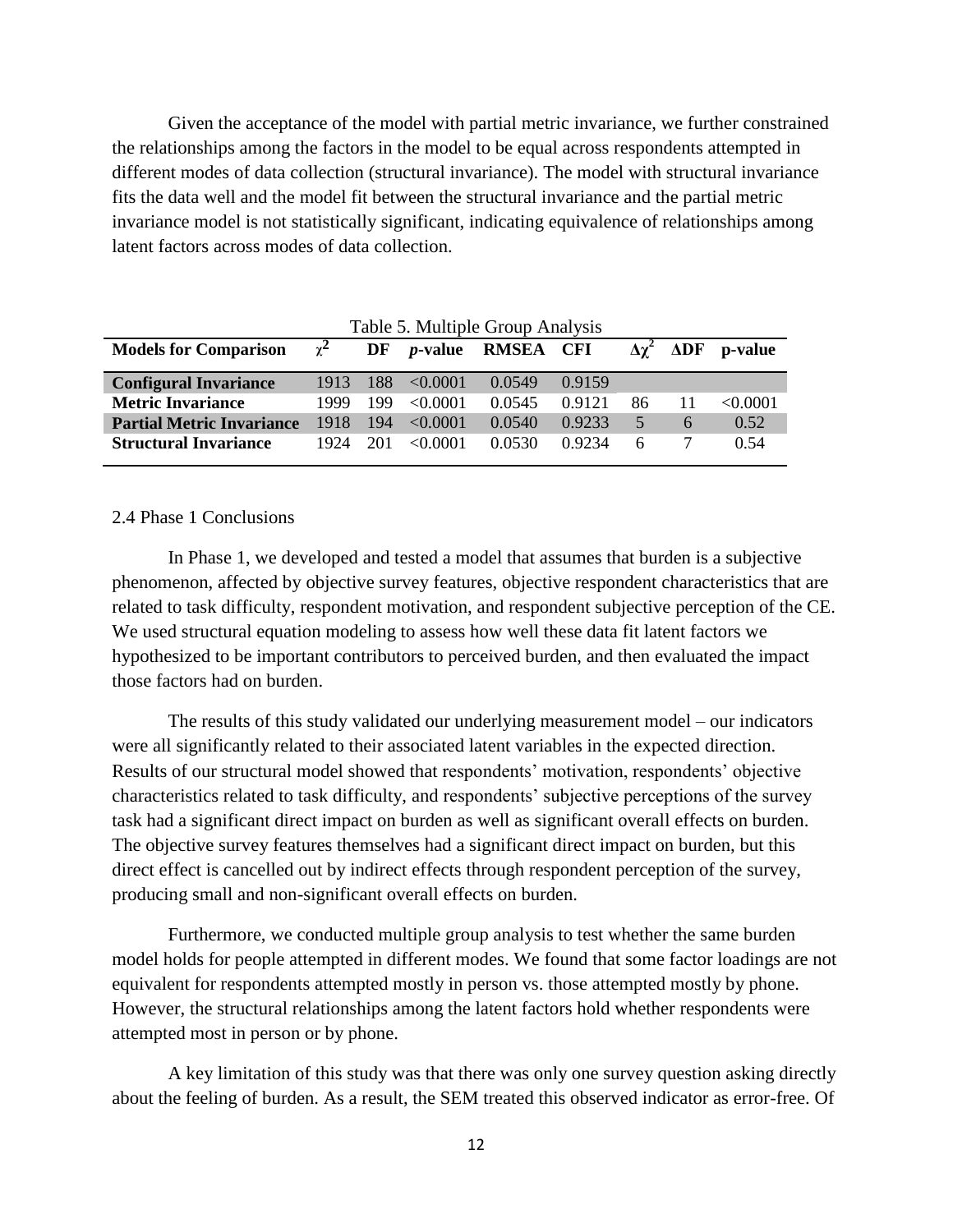Given the acceptance of the model with partial metric invariance, we further constrained the relationships among the factors in the model to be equal across respondents attempted in different modes of data collection (structural invariance). The model with structural invariance fits the data well and the model fit between the structural invariance and the partial metric invariance model is not statistically significant, indicating equivalence of relationships among latent factors across modes of data collection.

Table 5. Multiple Group Analysis

| **Models for Comparison** | $\chi^2$ | **DF** | ***p*-value** | **RMSEA** | **CFI** | $\Delta\chi^2$ | **ΔDF** | **p-value** |
|---|---|---|---|---|---|---|---|---|
| **Configural Invariance** | 1913 | 188 | <0.0001 | 0.0549 | 0.9159 | | | |
| **Metric Invariance** | 1999 | 199 | <0.0001 | 0.0545 | 0.9121 | 86 | 11 | <0.0001 |
| **Partial Metric Invariance** | 1918 | 194 | <0.0001 | 0.0540 | 0.9233 | 5 | 6 | 0.52 |
| **Structural Invariance** | 1924 | 201 | <0.0001 | 0.0530 | 0.9234 | 6 | 7 | 0.54 |

2.4 Phase 1 Conclusions

In Phase 1, we developed and tested a model that assumes that burden is a subjective phenomenon, affected by objective survey features, objective respondent characteristics that are related to task difficulty, respondent motivation, and respondent subjective perception of the CE. We used structural equation modeling to assess how well these data fit latent factors we hypothesized to be important contributors to perceived burden, and then evaluated the impact those factors had on burden.

The results of this study validated our underlying measurement model – our indicators were all significantly related to their associated latent variables in the expected direction. Results of our structural model showed that respondents' motivation, respondents' objective characteristics related to task difficulty, and respondents' subjective perceptions of the survey task had a significant direct impact on burden as well as significant overall effects on burden. The objective survey features themselves had a significant direct impact on burden, but this direct effect is cancelled out by indirect effects through respondent perception of the survey, producing small and non-significant overall effects on burden.

Furthermore, we conducted multiple group analysis to test whether the same burden model holds for people attempted in different modes. We found that some factor loadings are not equivalent for respondents attempted mostly in person vs. those attempted mostly by phone. However, the structural relationships among the latent factors hold whether respondents were attempted most in person or by phone.

A key limitation of this study was that there was only one survey question asking directly about the feeling of burden. As a result, the SEM treated this observed indicator as error-free. Of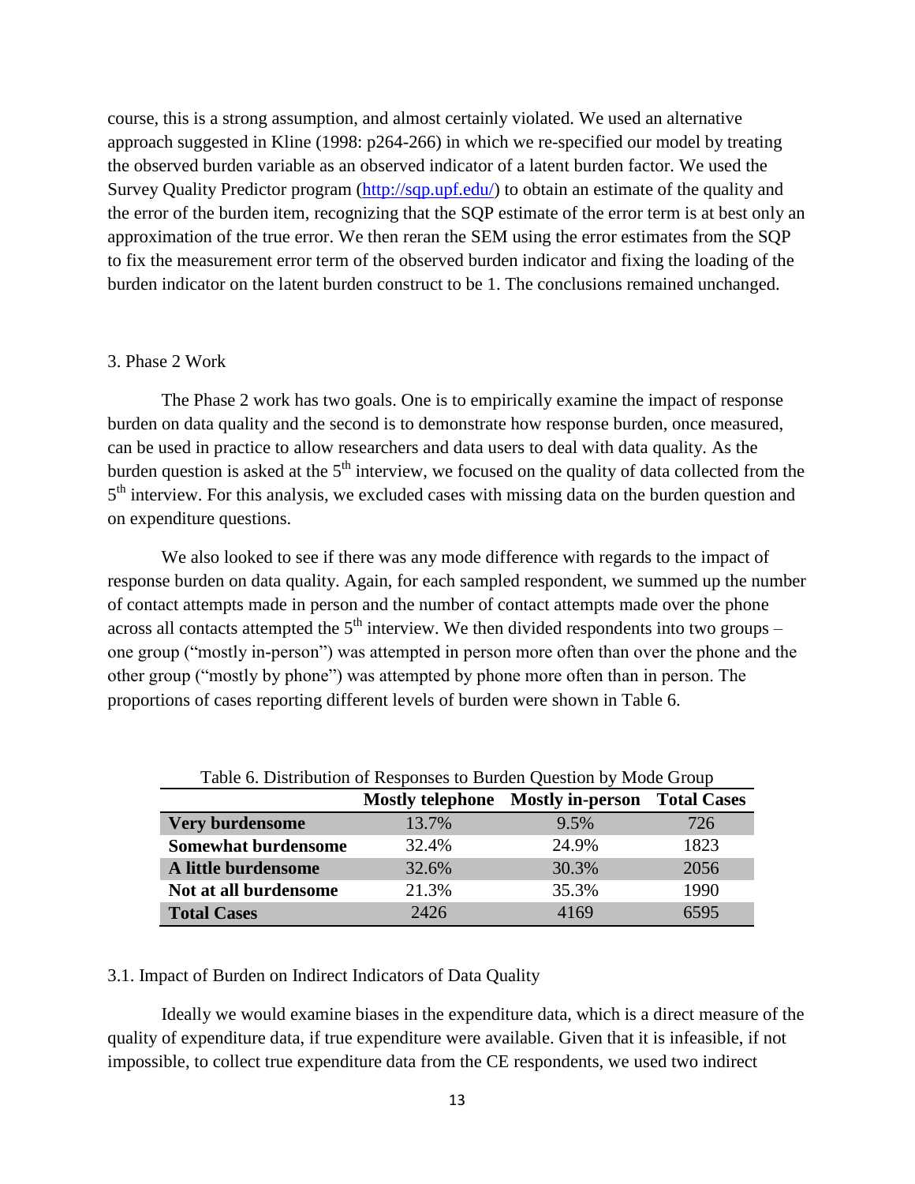course, this is a strong assumption, and almost certainly violated. We used an alternative approach suggested in Kline (1998: p264-266) in which we re-specified our model by treating the observed burden variable as an observed indicator of a latent burden factor. We used the Survey Quality Predictor program (http://sqp.upf.edu/) to obtain an estimate of the quality and the error of the burden item, recognizing that the SQP estimate of the error term is at best only an approximation of the true error. We then reran the SEM using the error estimates from the SQP to fix the measurement error term of the observed burden indicator and fixing the loading of the burden indicator on the latent burden construct to be 1. The conclusions remained unchanged.

## 3. Phase 2 Work

The Phase 2 work has two goals. One is to empirically examine the impact of response burden on data quality and the second is to demonstrate how response burden, once measured, can be used in practice to allow researchers and data users to deal with data quality. As the burden question is asked at the 5th interview, we focused on the quality of data collected from the 5th interview. For this analysis, we excluded cases with missing data on the burden question and on expenditure questions.

We also looked to see if there was any mode difference with regards to the impact of response burden on data quality. Again, for each sampled respondent, we summed up the number of contact attempts made in person and the number of contact attempts made over the phone across all contacts attempted the 5th interview. We then divided respondents into two groups – one group ("mostly in-person") was attempted in person more often than over the phone and the other group ("mostly by phone") was attempted by phone more often than in person. The proportions of cases reporting different levels of burden were shown in Table 6.

Table 6. Distribution of Responses to Burden Question by Mode Group

| | Mostly telephone | Mostly in-person | Total Cases |
|---|---|---|---|
| **Very burdensome** | 13.7% | 9.5% | 726 |
| **Somewhat burdensome** | 32.4% | 24.9% | 1823 |
| **A little burdensome** | 32.6% | 30.3% | 2056 |
| **Not at all burdensome** | 21.3% | 35.3% | 1990 |
| **Total Cases** | 2426 | 4169 | 6595 |

### 3.1. Impact of Burden on Indirect Indicators of Data Quality

Ideally we would examine biases in the expenditure data, which is a direct measure of the quality of expenditure data, if true expenditure were available. Given that it is infeasible, if not impossible, to collect true expenditure data from the CE respondents, we used two indirect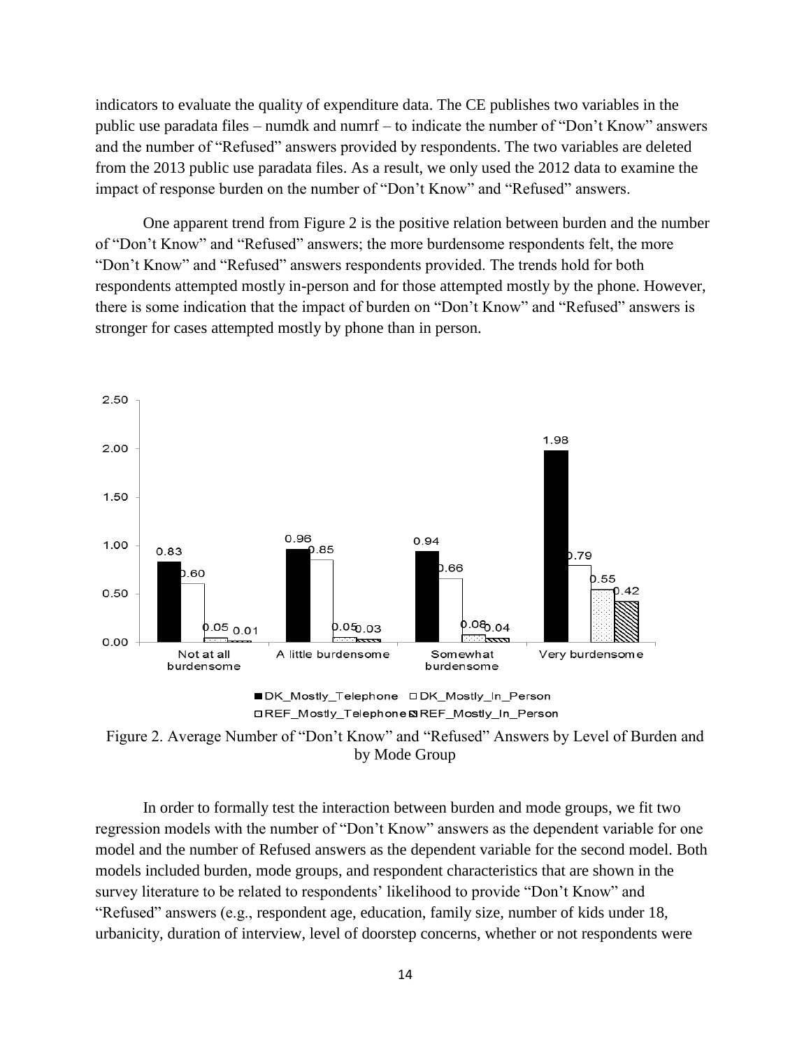indicators to evaluate the quality of expenditure data. The CE publishes two variables in the public use paradata files – numdk and numrf – to indicate the number of "Don't Know" answers and the number of "Refused" answers provided by respondents. The two variables are deleted from the 2013 public use paradata files. As a result, we only used the 2012 data to examine the impact of response burden on the number of "Don't Know" and "Refused" answers.

One apparent trend from Figure 2 is the positive relation between burden and the number of "Don't Know" and "Refused" answers; the more burdensome respondents felt, the more "Don't Know" and "Refused" answers respondents provided. The trends hold for both respondents attempted mostly in-person and for those attempted mostly by the phone. However, there is some indication that the impact of burden on "Don't Know" and "Refused" answers is stronger for cases attempted mostly by phone than in person.

| | Not at all burdensome | A little burdensome | Somewhat burdensome | Very burdensome |
|---|---|---|---|---|
| DK_Mostly_Telephone | 0.83 | 0.96 | 0.94 | 1.98 |
| DK_Mostly_In_Person | 0.60 | 0.85 | 0.66 | 0.79 |
| REF_Mostly_Telephone | 0.05 | 0.05 | 0.08 | 0.55 |
| REF_Mostly_In_Person | 0.01 | 0.03 | 0.04 | 0.42 |

Figure 2. Average Number of "Don't Know" and "Refused" Answers by Level of Burden and by Mode Group

In order to formally test the interaction between burden and mode groups, we fit two regression models with the number of "Don't Know" answers as the dependent variable for one model and the number of Refused answers as the dependent variable for the second model. Both models included burden, mode groups, and respondent characteristics that are shown in the survey literature to be related to respondents' likelihood to provide "Don't Know" and "Refused" answers (e.g., respondent age, education, family size, number of kids under 18, urbanicity, duration of interview, level of doorstep concerns, whether or not respondents were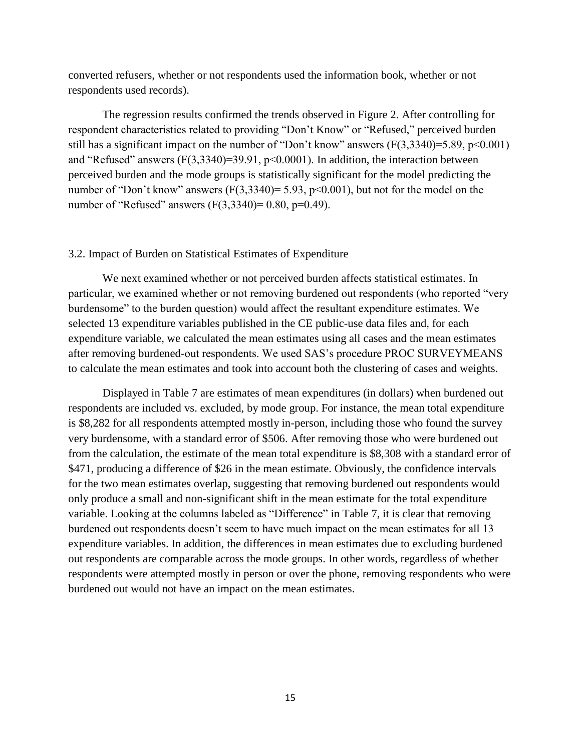converted refusers, whether or not respondents used the information book, whether or not respondents used records).

The regression results confirmed the trends observed in Figure 2. After controlling for respondent characteristics related to providing "Don't Know" or "Refused," perceived burden still has a significant impact on the number of "Don't know" answers ($F(3,3340)=5.89$, $p<0.001$) and "Refused" answers ($F(3,3340)=39.91$, $p<0.0001$). In addition, the interaction between perceived burden and the mode groups is statistically significant for the model predicting the number of "Don't know" answers ($F(3,3340)= 5.93$, $p<0.001$), but not for the model on the number of "Refused" answers ($F(3,3340)= 0.80$, $p=0.49$).

## 3.2. Impact of Burden on Statistical Estimates of Expenditure

We next examined whether or not perceived burden affects statistical estimates. In particular, we examined whether or not removing burdened out respondents (who reported "very burdensome" to the burden question) would affect the resultant expenditure estimates. We selected 13 expenditure variables published in the CE public-use data files and, for each expenditure variable, we calculated the mean estimates using all cases and the mean estimates after removing burdened-out respondents. We used SAS's procedure PROC SURVEYMEANS to calculate the mean estimates and took into account both the clustering of cases and weights.

Displayed in Table 7 are estimates of mean expenditures (in dollars) when burdened out respondents are included vs. excluded, by mode group. For instance, the mean total expenditure is $8,282 for all respondents attempted mostly in-person, including those who found the survey very burdensome, with a standard error of $506. After removing those who were burdened out from the calculation, the estimate of the mean total expenditure is $8,308 with a standard error of $471, producing a difference of $26 in the mean estimate. Obviously, the confidence intervals for the two mean estimates overlap, suggesting that removing burdened out respondents would only produce a small and non-significant shift in the mean estimate for the total expenditure variable. Looking at the columns labeled as "Difference" in Table 7, it is clear that removing burdened out respondents doesn't seem to have much impact on the mean estimates for all 13 expenditure variables. In addition, the differences in mean estimates due to excluding burdened out respondents are comparable across the mode groups. In other words, regardless of whether respondents were attempted mostly in person or over the phone, removing respondents who were burdened out would not have an impact on the mean estimates.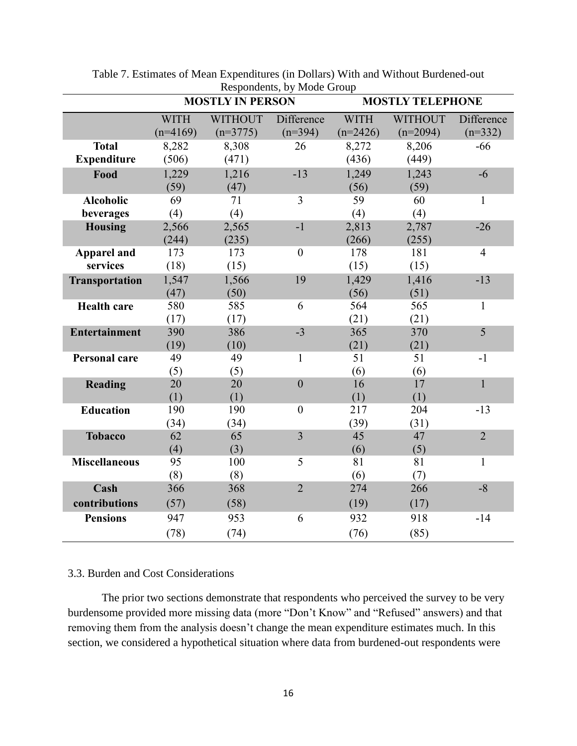Table 7. Estimates of Mean Expenditures (in Dollars) With and Without Burdened-out Respondents, by Mode Group

| | MOSTLY IN PERSON | | | MOSTLY TELEPHONE | | |
|---|---|---|---|---|---|---|
| | WITH (n=4169) | WITHOUT (n=3775) | Difference (n=394) | WITH (n=2426) | WITHOUT (n=2094) | Difference (n=332) |
| **Total Expenditure** | 8,282 (506) | 8,308 (471) | 26 | 8,272 (436) | 8,206 (449) | -66 |
| **Food** | 1,229 (59) | 1,216 (47) | -13 | 1,249 (56) | 1,243 (59) | -6 |
| **Alcoholic beverages** | 69 (4) | 71 (4) | 3 | 59 (4) | 60 (4) | 1 |
| **Housing** | 2,566 (244) | 2,565 (235) | -1 | 2,813 (266) | 2,787 (255) | -26 |
| **Apparel and services** | 173 (18) | 173 (15) | 0 | 178 (15) | 181 (15) | 4 |
| **Transportation** | 1,547 (47) | 1,566 (50) | 19 | 1,429 (56) | 1,416 (51) | -13 |
| **Health care** | 580 (17) | 585 (17) | 6 | 564 (21) | 565 (21) | 1 |
| **Entertainment** | 390 (19) | 386 (10) | -3 | 365 (21) | 370 (21) | 5 |
| **Personal care** | 49 (5) | 49 (5) | 1 | 51 (6) | 51 (6) | -1 |
| **Reading** | 20 (1) | 20 (1) | 0 | 16 (1) | 17 (1) | 1 |
| **Education** | 190 (34) | 190 (34) | 0 | 217 (39) | 204 (31) | -13 |
| **Tobacco** | 62 (4) | 65 (3) | 3 | 45 (6) | 47 (5) | 2 |
| **Miscellaneous** | 95 (8) | 100 (8) | 5 | 81 (6) | 81 (7) | 1 |
| **Cash contributions** | 366 (57) | 368 (58) | 2 | 274 (19) | 266 (17) | -8 |
| **Pensions** | 947 (78) | 953 (74) | 6 | 932 (76) | 918 (85) | -14 |

### 3.3. Burden and Cost Considerations

The prior two sections demonstrate that respondents who perceived the survey to be very burdensome provided more missing data (more "Don't Know" and "Refused" answers) and that removing them from the analysis doesn't change the mean expenditure estimates much. In this section, we considered a hypothetical situation where data from burdened-out respondents were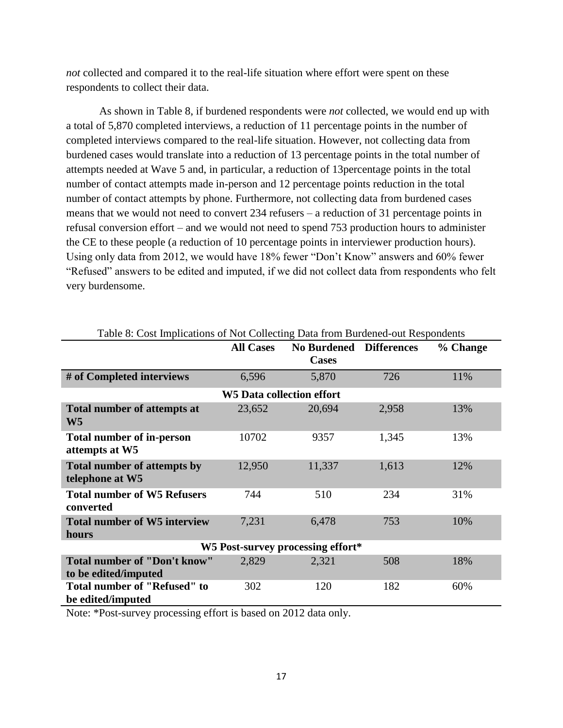*not* collected and compared it to the real-life situation where effort were spent on these respondents to collect their data.

As shown in Table 8, if burdened respondents were *not* collected, we would end up with a total of 5,870 completed interviews, a reduction of 11 percentage points in the number of completed interviews compared to the real-life situation. However, not collecting data from burdened cases would translate into a reduction of 13 percentage points in the total number of attempts needed at Wave 5 and, in particular, a reduction of 13percentage points in the total number of contact attempts made in-person and 12 percentage points reduction in the total number of contact attempts by phone. Furthermore, not collecting data from burdened cases means that we would not need to convert 234 refusers – a reduction of 31 percentage points in refusal conversion effort – and we would not need to spend 753 production hours to administer the CE to these people (a reduction of 10 percentage points in interviewer production hours). Using only data from 2012, we would have 18% fewer "Don't Know" answers and 60% fewer "Refused" answers to be edited and imputed, if we did not collect data from respondents who felt very burdensome.

Table 8: Cost Implications of Not Collecting Data from Burdened-out Respondents

| | All Cases | No Burdened Cases | Differences | % Change |
|---|---|---|---|---|
| **# of Completed interviews** | 6,596 | 5,870 | 726 | 11% |
| **W5 Data collection effort** | | | | |
| **Total number of attempts at W5** | 23,652 | 20,694 | 2,958 | 13% |
| **Total number of in-person attempts at W5** | 10702 | 9357 | 1,345 | 13% |
| **Total number of attempts by telephone at W5** | 12,950 | 11,337 | 1,613 | 12% |
| **Total number of W5 Refusers converted** | 744 | 510 | 234 | 31% |
| **Total number of W5 interview hours** | 7,231 | 6,478 | 753 | 10% |
| **W5 Post-survey processing effort*** | | | | |
| **Total number of "Don't know" to be edited/imputed** | 2,829 | 2,321 | 508 | 18% |
| **Total number of "Refused" to be edited/imputed** | 302 | 120 | 182 | 60% |

Note: *Post-survey processing effort is based on 2012 data only.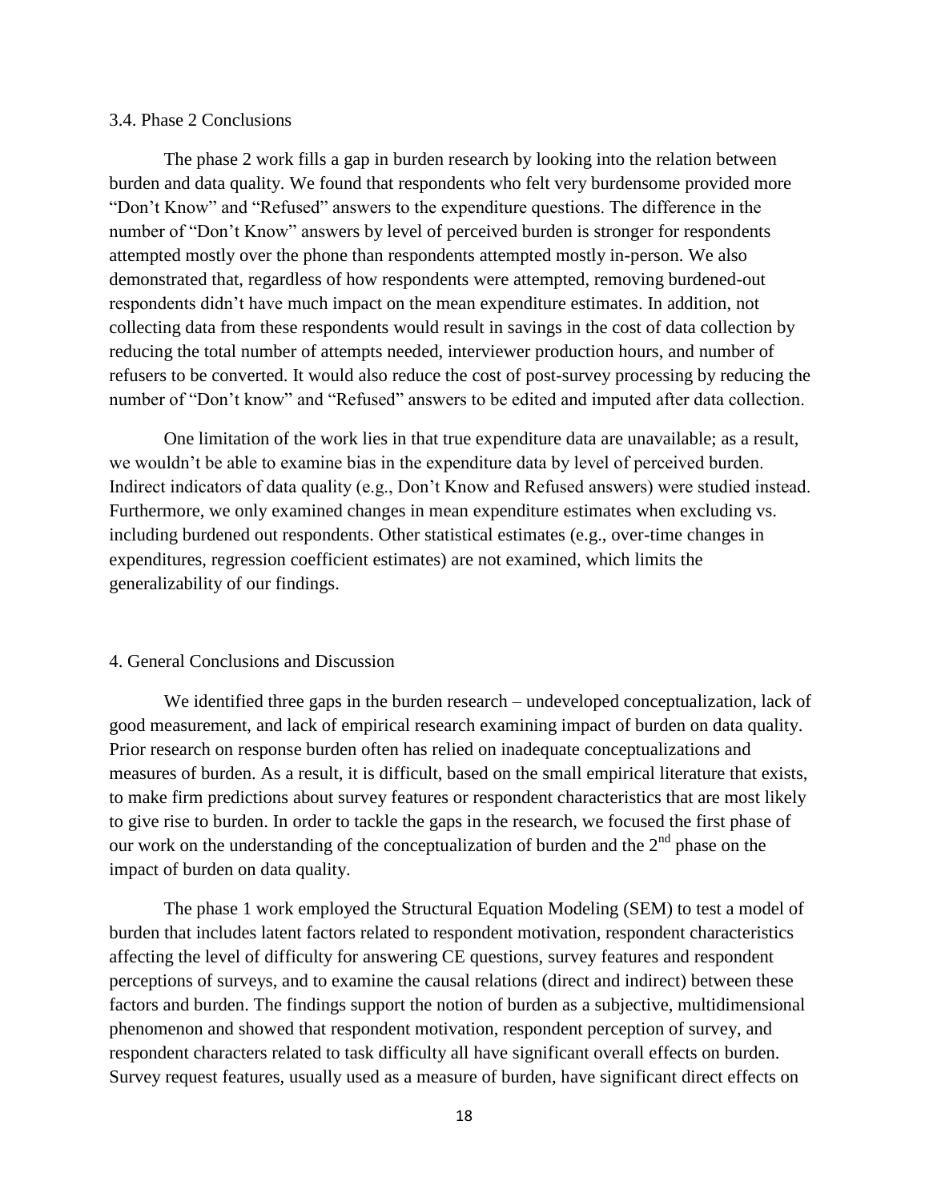### 3.4. Phase 2 Conclusions

The phase 2 work fills a gap in burden research by looking into the relation between burden and data quality. We found that respondents who felt very burdensome provided more "Don't Know" and "Refused" answers to the expenditure questions. The difference in the number of "Don't Know" answers by level of perceived burden is stronger for respondents attempted mostly over the phone than respondents attempted mostly in-person. We also demonstrated that, regardless of how respondents were attempted, removing burdened-out respondents didn't have much impact on the mean expenditure estimates. In addition, not collecting data from these respondents would result in savings in the cost of data collection by reducing the total number of attempts needed, interviewer production hours, and number of refusers to be converted. It would also reduce the cost of post-survey processing by reducing the number of "Don't know" and "Refused" answers to be edited and imputed after data collection.

One limitation of the work lies in that true expenditure data are unavailable; as a result, we wouldn't be able to examine bias in the expenditure data by level of perceived burden. Indirect indicators of data quality (e.g., Don't Know and Refused answers) were studied instead. Furthermore, we only examined changes in mean expenditure estimates when excluding vs. including burdened out respondents. Other statistical estimates (e.g., over-time changes in expenditures, regression coefficient estimates) are not examined, which limits the generalizability of our findings.

## 4. General Conclusions and Discussion

We identified three gaps in the burden research – undeveloped conceptualization, lack of good measurement, and lack of empirical research examining impact of burden on data quality. Prior research on response burden often has relied on inadequate conceptualizations and measures of burden. As a result, it is difficult, based on the small empirical literature that exists, to make firm predictions about survey features or respondent characteristics that are most likely to give rise to burden. In order to tackle the gaps in the research, we focused the first phase of our work on the understanding of the conceptualization of burden and the 2nd phase on the impact of burden on data quality.

The phase 1 work employed the Structural Equation Modeling (SEM) to test a model of burden that includes latent factors related to respondent motivation, respondent characteristics affecting the level of difficulty for answering CE questions, survey features and respondent perceptions of surveys, and to examine the causal relations (direct and indirect) between these factors and burden. The findings support the notion of burden as a subjective, multidimensional phenomenon and showed that respondent motivation, respondent perception of survey, and respondent characters related to task difficulty all have significant overall effects on burden. Survey request features, usually used as a measure of burden, have significant direct effects on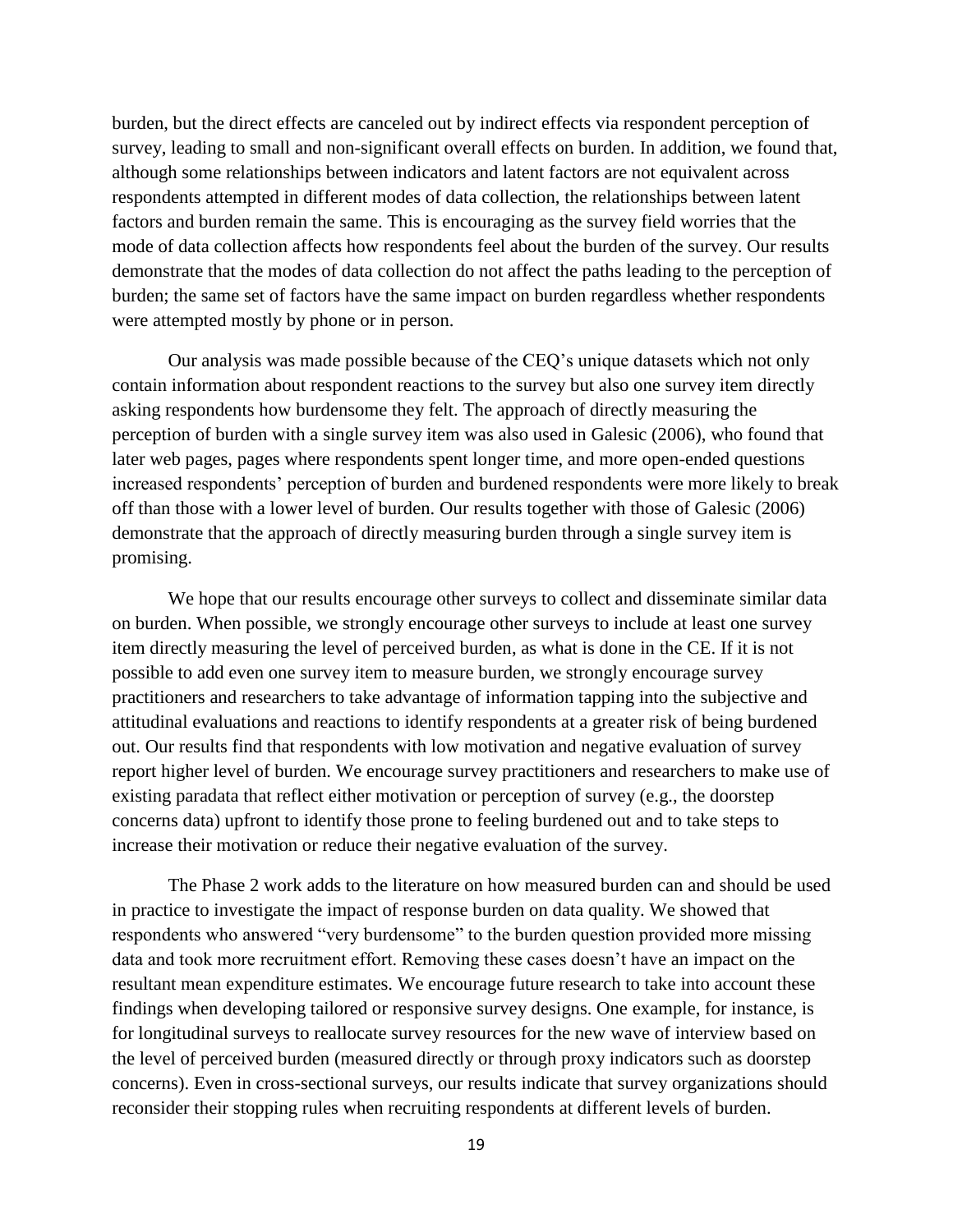burden, but the direct effects are canceled out by indirect effects via respondent perception of survey, leading to small and non-significant overall effects on burden. In addition, we found that, although some relationships between indicators and latent factors are not equivalent across respondents attempted in different modes of data collection, the relationships between latent factors and burden remain the same. This is encouraging as the survey field worries that the mode of data collection affects how respondents feel about the burden of the survey. Our results demonstrate that the modes of data collection do not affect the paths leading to the perception of burden; the same set of factors have the same impact on burden regardless whether respondents were attempted mostly by phone or in person.

Our analysis was made possible because of the CEQ's unique datasets which not only contain information about respondent reactions to the survey but also one survey item directly asking respondents how burdensome they felt. The approach of directly measuring the perception of burden with a single survey item was also used in Galesic (2006), who found that later web pages, pages where respondents spent longer time, and more open-ended questions increased respondents' perception of burden and burdened respondents were more likely to break off than those with a lower level of burden. Our results together with those of Galesic (2006) demonstrate that the approach of directly measuring burden through a single survey item is promising.

We hope that our results encourage other surveys to collect and disseminate similar data on burden. When possible, we strongly encourage other surveys to include at least one survey item directly measuring the level of perceived burden, as what is done in the CE. If it is not possible to add even one survey item to measure burden, we strongly encourage survey practitioners and researchers to take advantage of information tapping into the subjective and attitudinal evaluations and reactions to identify respondents at a greater risk of being burdened out. Our results find that respondents with low motivation and negative evaluation of survey report higher level of burden. We encourage survey practitioners and researchers to make use of existing paradata that reflect either motivation or perception of survey (e.g., the doorstep concerns data) upfront to identify those prone to feeling burdened out and to take steps to increase their motivation or reduce their negative evaluation of the survey.

The Phase 2 work adds to the literature on how measured burden can and should be used in practice to investigate the impact of response burden on data quality. We showed that respondents who answered "very burdensome" to the burden question provided more missing data and took more recruitment effort. Removing these cases doesn't have an impact on the resultant mean expenditure estimates. We encourage future research to take into account these findings when developing tailored or responsive survey designs. One example, for instance, is for longitudinal surveys to reallocate survey resources for the new wave of interview based on the level of perceived burden (measured directly or through proxy indicators such as doorstep concerns). Even in cross-sectional surveys, our results indicate that survey organizations should reconsider their stopping rules when recruiting respondents at different levels of burden.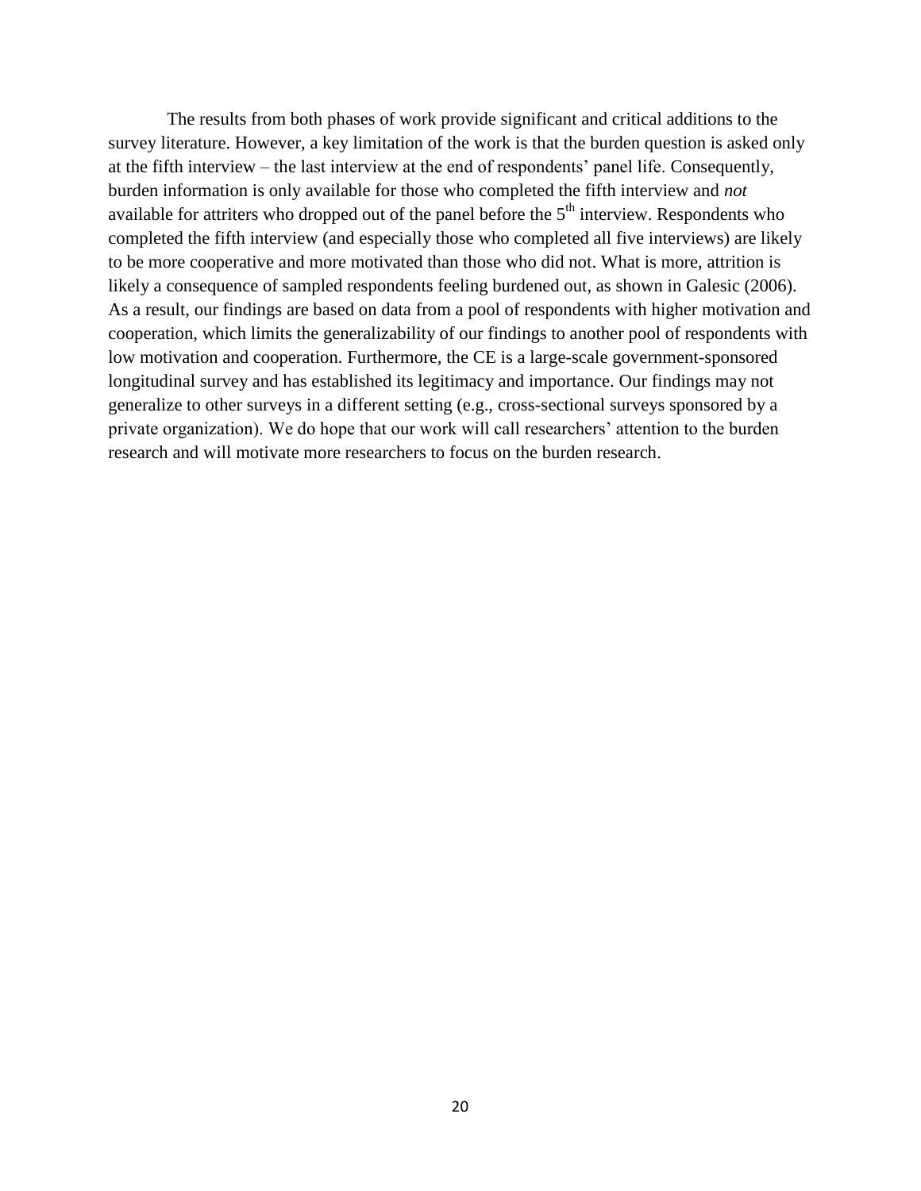The results from both phases of work provide significant and critical additions to the survey literature. However, a key limitation of the work is that the burden question is asked only at the fifth interview – the last interview at the end of respondents' panel life. Consequently, burden information is only available for those who completed the fifth interview and *not* available for attriters who dropped out of the panel before the 5th interview. Respondents who completed the fifth interview (and especially those who completed all five interviews) are likely to be more cooperative and more motivated than those who did not. What is more, attrition is likely a consequence of sampled respondents feeling burdened out, as shown in Galesic (2006). As a result, our findings are based on data from a pool of respondents with higher motivation and cooperation, which limits the generalizability of our findings to another pool of respondents with low motivation and cooperation. Furthermore, the CE is a large-scale government-sponsored longitudinal survey and has established its legitimacy and importance. Our findings may not generalize to other surveys in a different setting (e.g., cross-sectional surveys sponsored by a private organization). We do hope that our work will call researchers' attention to the burden research and will motivate more researchers to focus on the burden research.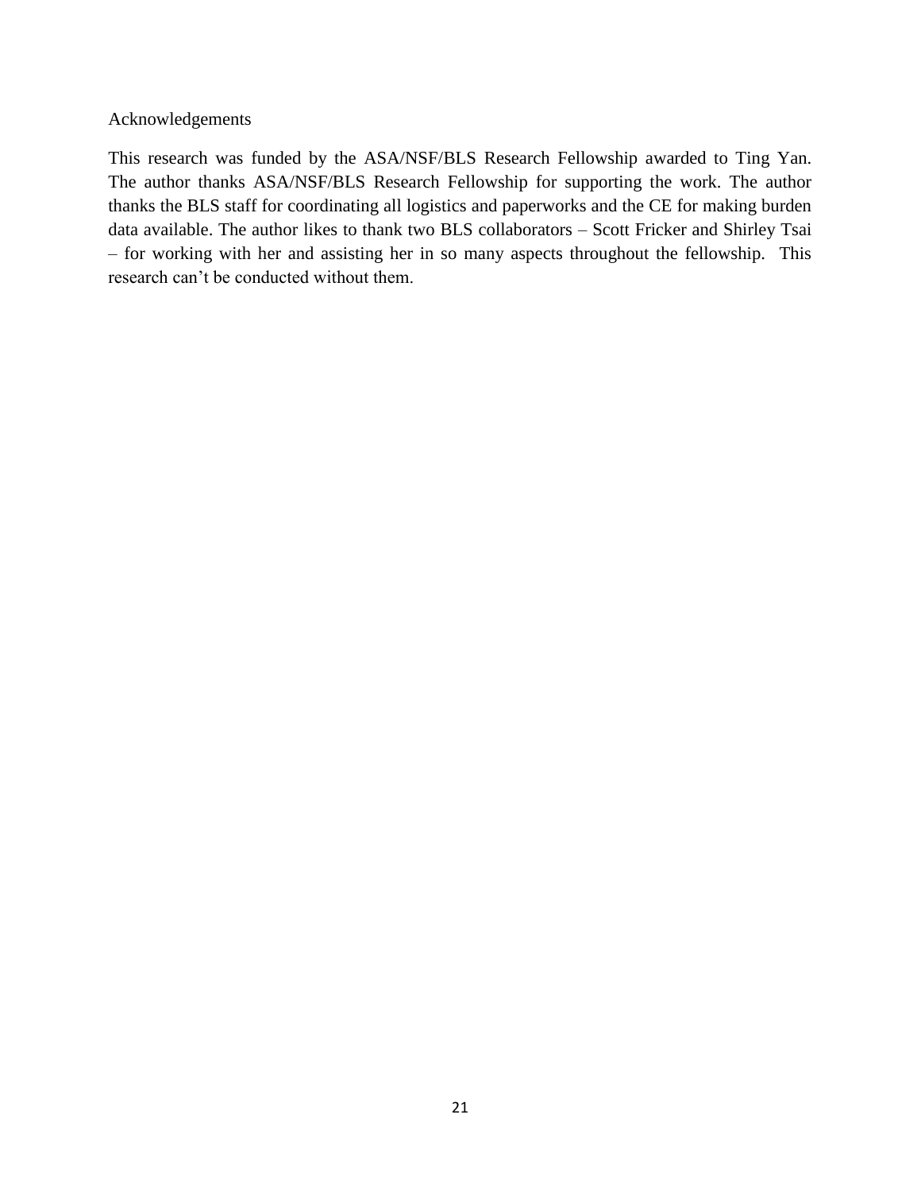## Acknowledgements

This research was funded by the ASA/NSF/BLS Research Fellowship awarded to Ting Yan. The author thanks ASA/NSF/BLS Research Fellowship for supporting the work. The author thanks the BLS staff for coordinating all logistics and paperworks and the CE for making burden data available. The author likes to thank two BLS collaborators – Scott Fricker and Shirley Tsai – for working with her and assisting her in so many aspects throughout the fellowship. This research can't be conducted without them.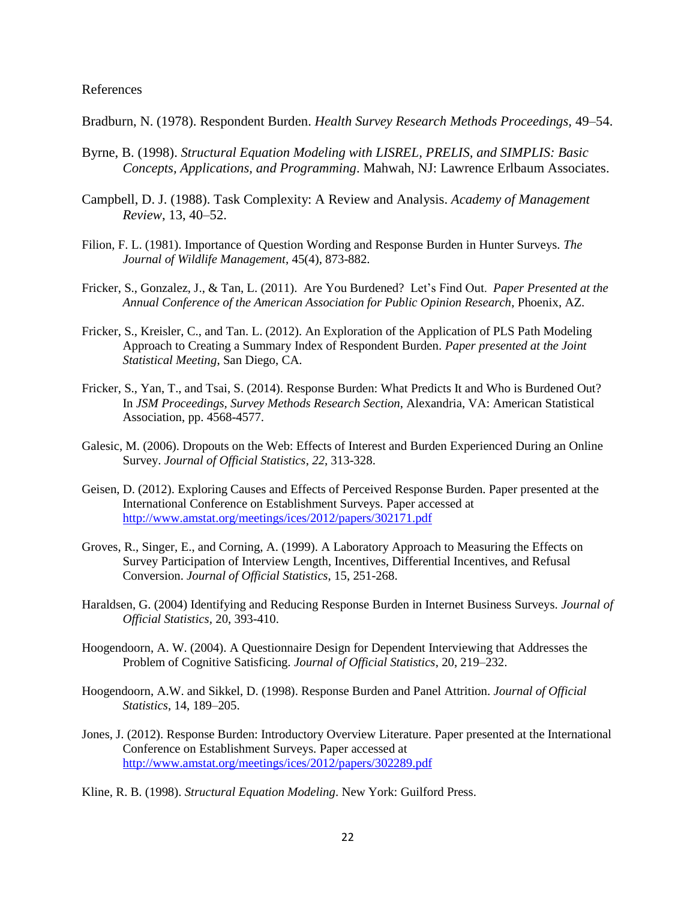References

Bradburn, N. (1978). Respondent Burden. *Health Survey Research Methods Proceedings*, 49–54.

Byrne, B. (1998). *Structural Equation Modeling with LISREL, PRELIS, and SIMPLIS: Basic Concepts, Applications, and Programming*. Mahwah, NJ: Lawrence Erlbaum Associates.

Campbell, D. J. (1988). Task Complexity: A Review and Analysis. *Academy of Management Review*, 13, 40–52.

Filion, F. L. (1981). Importance of Question Wording and Response Burden in Hunter Surveys. *The Journal of Wildlife Management*, 45(4), 873-882.

Fricker, S., Gonzalez, J., & Tan, L. (2011). Are You Burdened? Let's Find Out. *Paper Presented at the Annual Conference of the American Association for Public Opinion Research*, Phoenix, AZ.

Fricker, S., Kreisler, C., and Tan. L. (2012). An Exploration of the Application of PLS Path Modeling Approach to Creating a Summary Index of Respondent Burden. *Paper presented at the Joint Statistical Meeting*, San Diego, CA.

Fricker, S., Yan, T., and Tsai, S. (2014). Response Burden: What Predicts It and Who is Burdened Out? In *JSM Proceedings, Survey Methods Research Section*, Alexandria, VA: American Statistical Association, pp. 4568-4577.

Galesic, M. (2006). Dropouts on the Web: Effects of Interest and Burden Experienced During an Online Survey. *Journal of Official Statistics*, *22*, 313-328.

Geisen, D. (2012). Exploring Causes and Effects of Perceived Response Burden. Paper presented at the International Conference on Establishment Surveys. Paper accessed at http://www.amstat.org/meetings/ices/2012/papers/302171.pdf

Groves, R., Singer, E., and Corning, A. (1999). A Laboratory Approach to Measuring the Effects on Survey Participation of Interview Length, Incentives, Differential Incentives, and Refusal Conversion. *Journal of Official Statistics*, 15, 251-268.

Haraldsen, G. (2004) Identifying and Reducing Response Burden in Internet Business Surveys. *Journal of Official Statistics*, 20, 393-410.

Hoogendoorn, A. W. (2004). A Questionnaire Design for Dependent Interviewing that Addresses the Problem of Cognitive Satisficing. *Journal of Official Statistics*, 20, 219–232.

Hoogendoorn, A.W. and Sikkel, D. (1998). Response Burden and Panel Attrition. *Journal of Official Statistics*, 14, 189–205.

Jones, J. (2012). Response Burden: Introductory Overview Literature. Paper presented at the International Conference on Establishment Surveys. Paper accessed at http://www.amstat.org/meetings/ices/2012/papers/302289.pdf

Kline, R. B. (1998). *Structural Equation Modeling*. New York: Guilford Press.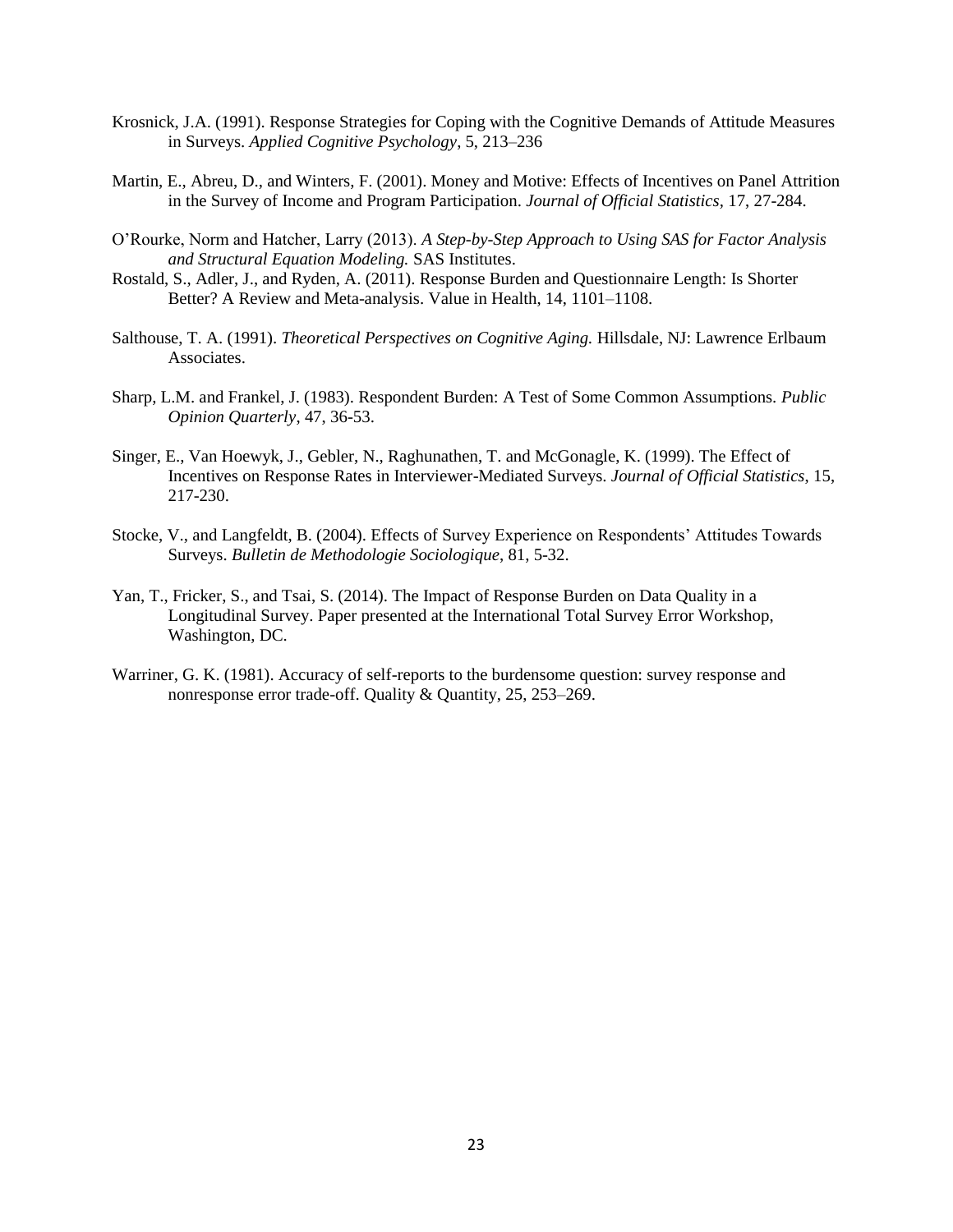Krosnick, J.A. (1991). Response Strategies for Coping with the Cognitive Demands of Attitude Measures in Surveys. *Applied Cognitive Psychology*, 5, 213–236

Martin, E., Abreu, D., and Winters, F. (2001). Money and Motive: Effects of Incentives on Panel Attrition in the Survey of Income and Program Participation. *Journal of Official Statistics*, 17, 27-284.

O'Rourke, Norm and Hatcher, Larry (2013). *A Step-by-Step Approach to Using SAS for Factor Analysis and Structural Equation Modeling.* SAS Institutes.

Rostald, S., Adler, J., and Ryden, A. (2011). Response Burden and Questionnaire Length: Is Shorter Better? A Review and Meta-analysis. Value in Health, 14, 1101–1108.

Salthouse, T. A. (1991). *Theoretical Perspectives on Cognitive Aging.* Hillsdale, NJ: Lawrence Erlbaum Associates.

Sharp, L.M. and Frankel, J. (1983). Respondent Burden: A Test of Some Common Assumptions. *Public Opinion Quarterly*, 47, 36-53.

Singer, E., Van Hoewyk, J., Gebler, N., Raghunathen, T. and McGonagle, K. (1999). The Effect of Incentives on Response Rates in Interviewer-Mediated Surveys. *Journal of Official Statistics*, 15, 217-230.

Stocke, V., and Langfeldt, B. (2004). Effects of Survey Experience on Respondents' Attitudes Towards Surveys. *Bulletin de Methodologie Sociologique*, 81, 5-32.

Yan, T., Fricker, S., and Tsai, S. (2014). The Impact of Response Burden on Data Quality in a Longitudinal Survey. Paper presented at the International Total Survey Error Workshop, Washington, DC.

Warriner, G. K. (1981). Accuracy of self-reports to the burdensome question: survey response and nonresponse error trade-off. Quality & Quantity, 25, 253–269.